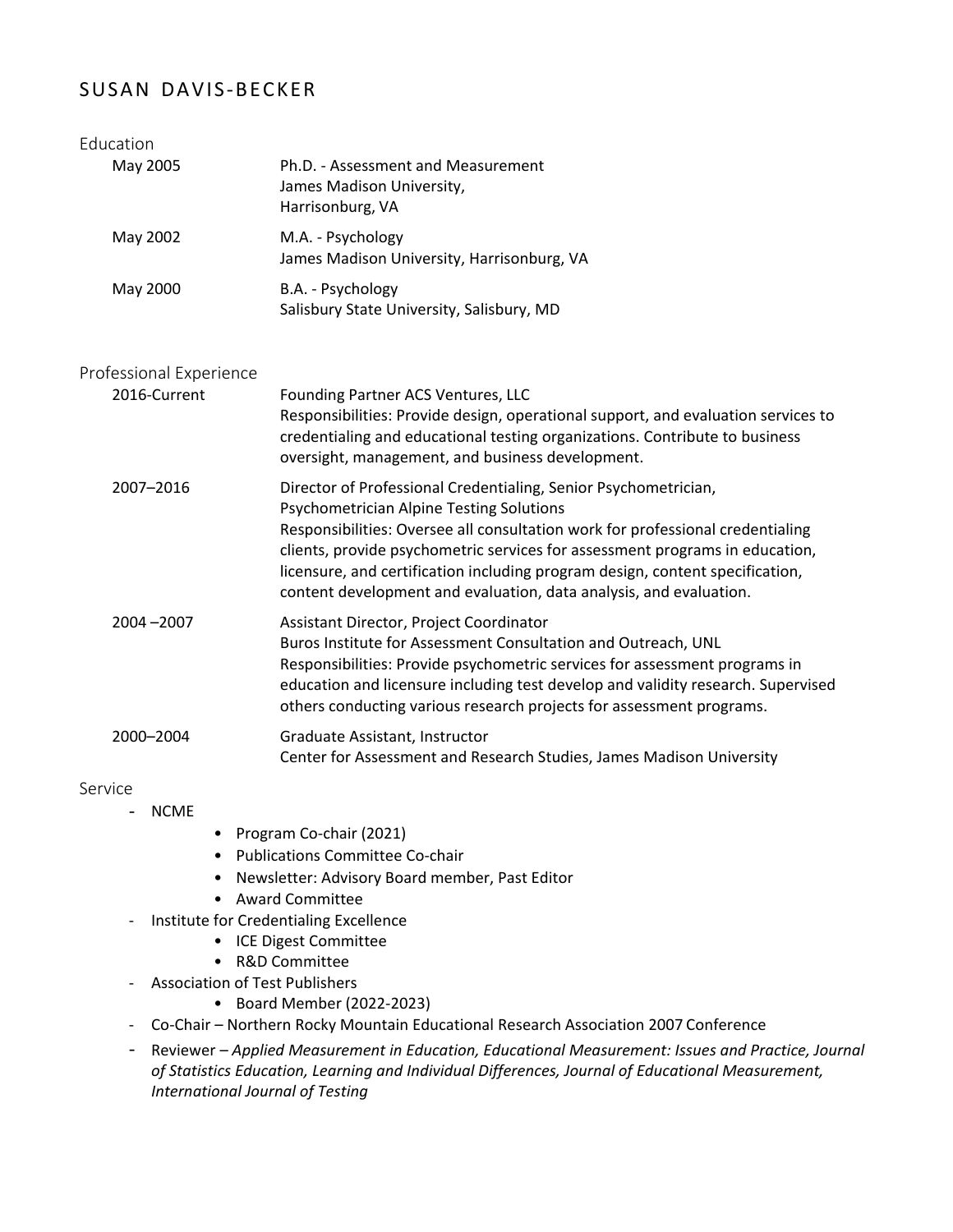# SUSAN DAVIS-BECKER

## Education

**May 2005** — Ph.D. - Assessment and Measurement
James Madison University,
Harrisonburg, VA

**May 2002** — M.A. - Psychology
James Madison University, Harrisonburg, VA

**May 2000** — B.A. - Psychology
Salisbury State University, Salisbury, MD

## Professional Experience

**2016-Current** — Founding Partner ACS Ventures, LLC
Responsibilities: Provide design, operational support, and evaluation services to credentialing and educational testing organizations. Contribute to business oversight, management, and business development.

**2007–2016** — Director of Professional Credentialing, Senior Psychometrician, Psychometrician Alpine Testing Solutions
Responsibilities: Oversee all consultation work for professional credentialing clients, provide psychometric services for assessment programs in education, licensure, and certification including program design, content specification, content development and evaluation, data analysis, and evaluation.

**2004 –2007** — Assistant Director, Project Coordinator
Buros Institute for Assessment Consultation and Outreach, UNL
Responsibilities: Provide psychometric services for assessment programs in education and licensure including test develop and validity research. Supervised others conducting various research projects for assessment programs.

**2000–2004** — Graduate Assistant, Instructor
Center for Assessment and Research Studies, James Madison University

## Service

- NCME
  - Program Co-chair (2021)
  - Publications Committee Co-chair
  - Newsletter: Advisory Board member, Past Editor
  - Award Committee
- Institute for Credentialing Excellence
  - ICE Digest Committee
  - R&D Committee
- Association of Test Publishers
  - Board Member (2022-2023)
- Co-Chair – Northern Rocky Mountain Educational Research Association 2007 Conference
- Reviewer – *Applied Measurement in Education, Educational Measurement: Issues and Practice, Journal of Statistics Education, Learning and Individual Differences, Journal of Educational Measurement, International Journal of Testing*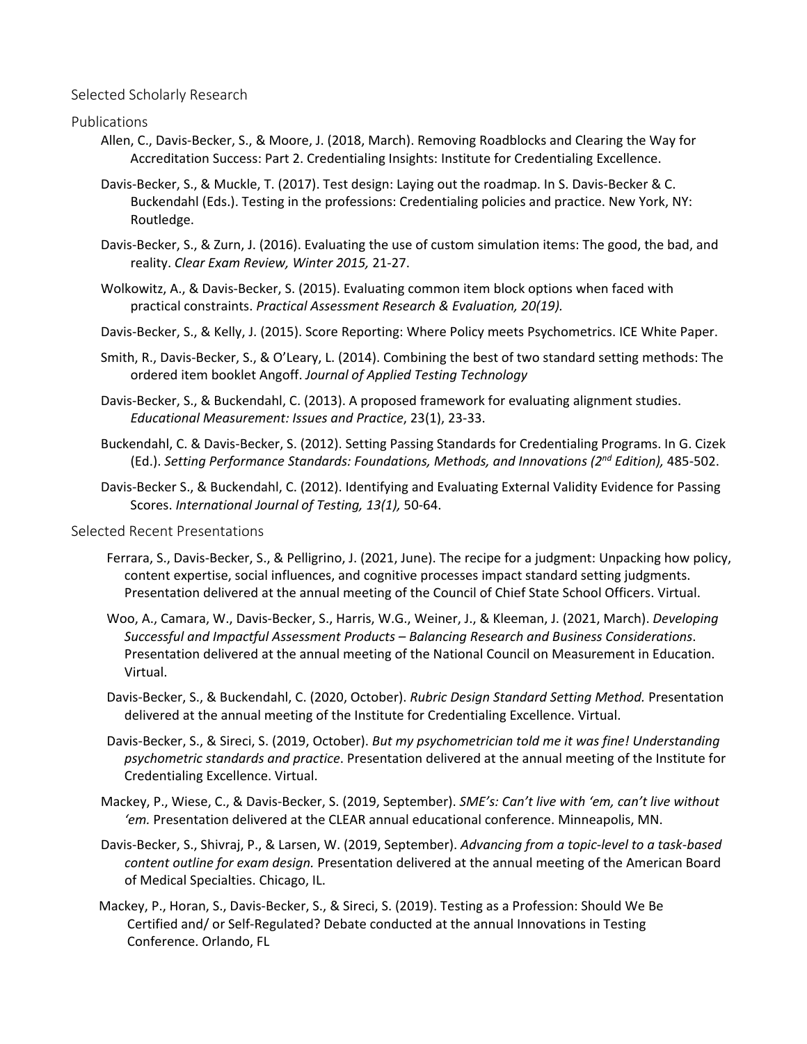## Selected Scholarly Research

### Publications

Allen, C., Davis-Becker, S., & Moore, J. (2018, March). Removing Roadblocks and Clearing the Way for Accreditation Success: Part 2. Credentialing Insights: Institute for Credentialing Excellence.

Davis-Becker, S., & Muckle, T. (2017). Test design: Laying out the roadmap. In S. Davis-Becker & C. Buckendahl (Eds.). Testing in the professions: Credentialing policies and practice. New York, NY: Routledge.

Davis-Becker, S., & Zurn, J. (2016). Evaluating the use of custom simulation items: The good, the bad, and reality. *Clear Exam Review, Winter 2015,* 21-27.

Wolkowitz, A., & Davis-Becker, S. (2015). Evaluating common item block options when faced with practical constraints. *Practical Assessment Research & Evaluation, 20(19).*

Davis-Becker, S., & Kelly, J. (2015). Score Reporting: Where Policy meets Psychometrics. ICE White Paper.

Smith, R., Davis-Becker, S., & O'Leary, L. (2014). Combining the best of two standard setting methods: The ordered item booklet Angoff. *Journal of Applied Testing Technology*

Davis-Becker, S., & Buckendahl, C. (2013). A proposed framework for evaluating alignment studies. *Educational Measurement: Issues and Practice*, 23(1), 23-33.

Buckendahl, C. & Davis-Becker, S. (2012). Setting Passing Standards for Credentialing Programs. In G. Cizek (Ed.). *Setting Performance Standards: Foundations, Methods, and Innovations (2nd Edition),* 485-502.

Davis-Becker S., & Buckendahl, C. (2012). Identifying and Evaluating External Validity Evidence for Passing Scores. *International Journal of Testing, 13(1),* 50-64.

### Selected Recent Presentations

Ferrara, S., Davis-Becker, S., & Pelligrino, J. (2021, June). The recipe for a judgment: Unpacking how policy, content expertise, social influences, and cognitive processes impact standard setting judgments. Presentation delivered at the annual meeting of the Council of Chief State School Officers. Virtual.

Woo, A., Camara, W., Davis-Becker, S., Harris, W.G., Weiner, J., & Kleeman, J. (2021, March). *Developing Successful and Impactful Assessment Products – Balancing Research and Business Considerations*. Presentation delivered at the annual meeting of the National Council on Measurement in Education. Virtual.

Davis-Becker, S., & Buckendahl, C. (2020, October). *Rubric Design Standard Setting Method.* Presentation delivered at the annual meeting of the Institute for Credentialing Excellence. Virtual.

Davis-Becker, S., & Sireci, S. (2019, October). *But my psychometrician told me it was fine! Understanding psychometric standards and practice*. Presentation delivered at the annual meeting of the Institute for Credentialing Excellence. Virtual.

Mackey, P., Wiese, C., & Davis-Becker, S. (2019, September). *SME's: Can't live with 'em, can't live without 'em.* Presentation delivered at the CLEAR annual educational conference. Minneapolis, MN.

Davis-Becker, S., Shivraj, P., & Larsen, W. (2019, September). *Advancing from a topic-level to a task-based content outline for exam design.* Presentation delivered at the annual meeting of the American Board of Medical Specialties. Chicago, IL.

Mackey, P., Horan, S., Davis-Becker, S., & Sireci, S. (2019). Testing as a Profession: Should We Be Certified and/ or Self-Regulated? Debate conducted at the annual Innovations in Testing Conference. Orlando, FL